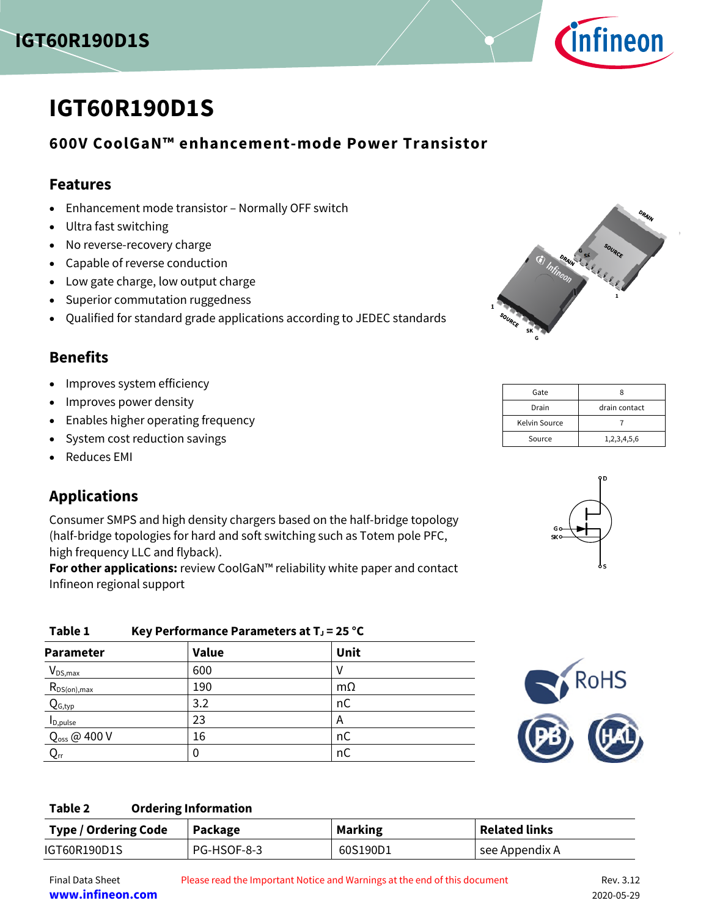# IGT60R190D1S

## 600V CoolGaN™ enhancement-mode Power Transistor

### Features

- Enhancement mode transistor – Normally OFF switch
- Ultra fast switching
- No reverse-recovery charge
- Capable of reverse conduction
- Low gate charge, low output charge
- Superior commutation ruggedness
- Qualified for standard grade applications according to JEDEC standards

| Gate | 8 |
|---|---|
| Drain | drain contact |
| Kelvin Source | 7 |
| Source | 1,2,3,4,5,6 |

### Benefits

- Improves system efficiency
- Improves power density
- Enables higher operating frequency
- System cost reduction savings
- Reduces EMI

### Applications

Consumer SMPS and high density chargers based on the half-bridge topology (half-bridge topologies for hard and soft switching such as Totem pole PFC, high frequency LLC and flyback).

**For other applications:** review CoolGaN™ reliability white paper and contact Infineon regional support

**Table 1 Key Performance Parameters at $T_J$ = 25 °C**

| Parameter | Value | Unit |
|---|---|---|
| $V_{DS,max}$ | 600 | V |
| $R_{DS(on),max}$ | 190 | mΩ |
| $Q_{G,typ}$ | 3.2 | nC |
| $I_{D,pulse}$ | 23 | A |
| $Q_{oss}$ @ 400 V | 16 | nC |
| $Q_{rr}$ | 0 | nC |

**Table 2 Ordering Information**

| Type / Ordering Code | Package | Marking | Related links |
|---|---|---|---|
| IGT60R190D1S | PG-HSOF-8-3 | 60S190D1 | see Appendix A |

Final Data Sheet

Please read the Important Notice and Warnings at the end of this document

Rev. 3.12
2020-05-29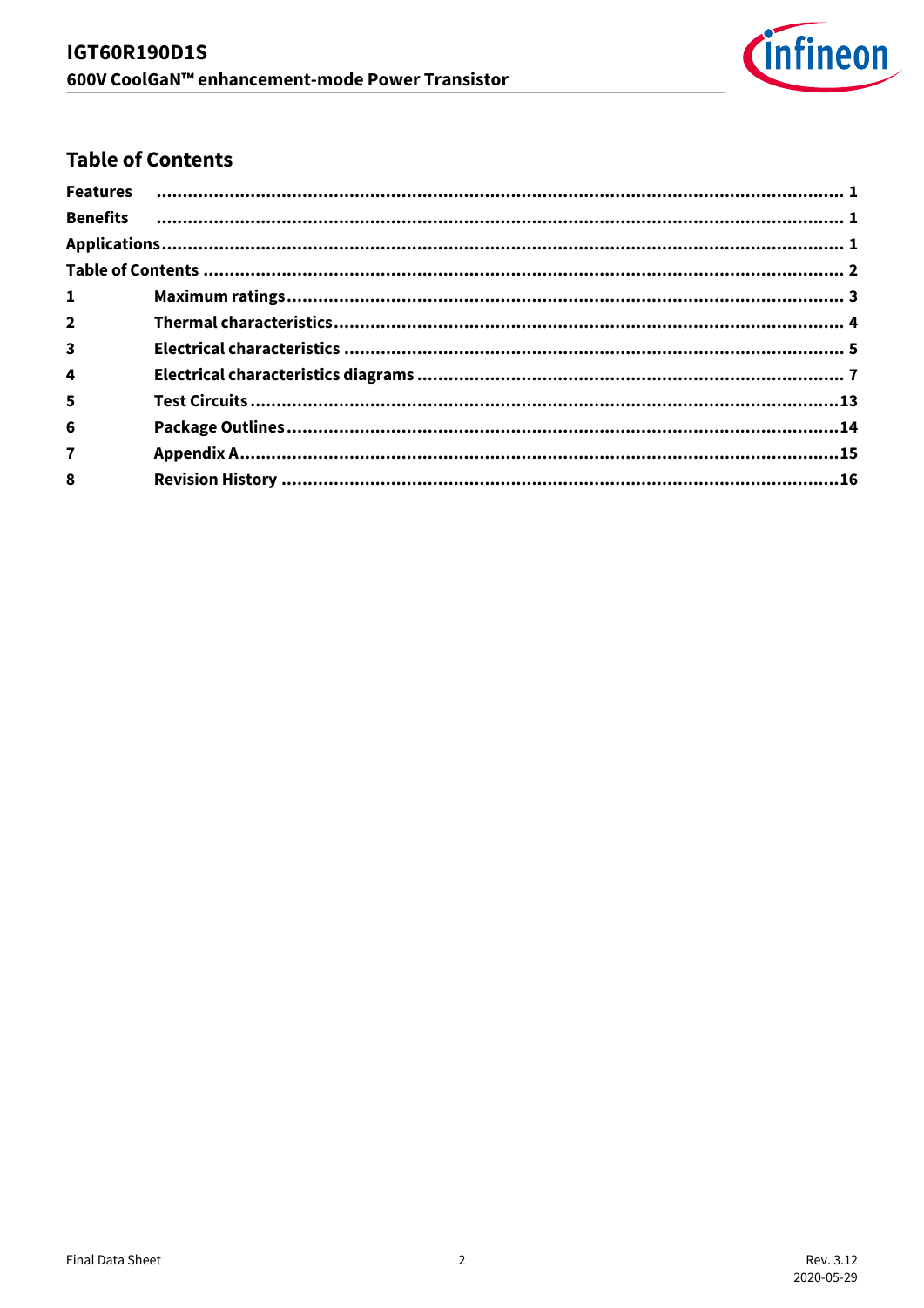## Table of Contents

| | | |
|---|---|---|
| **Features** | | **1** |
| **Benefits** | | **1** |
| **Applications** | | **1** |
| **Table of Contents** | | **2** |
| **1** | **Maximum ratings** | **3** |
| **2** | **Thermal characteristics** | **4** |
| **3** | **Electrical characteristics** | **5** |
| **4** | **Electrical characteristics diagrams** | **7** |
| **5** | **Test Circuits** | **13** |
| **6** | **Package Outlines** | **14** |
| **7** | **Appendix A** | **15** |
| **8** | **Revision History** | **16** |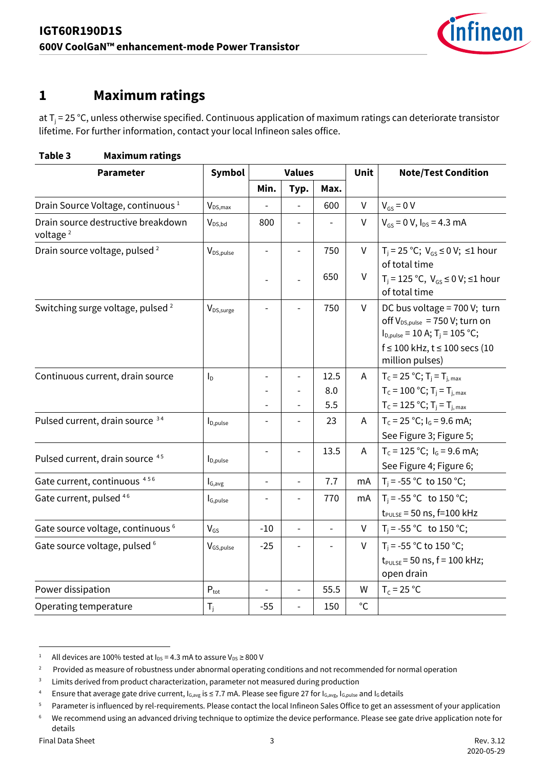# 1 Maximum ratings

at $T_j$ = 25 °C, unless otherwise specified. Continuous application of maximum ratings can deteriorate transistor lifetime. For further information, contact your local Infineon sales office.

**Table 3 Maximum ratings**

| Parameter | Symbol | Values | | | Unit | Note/Test Condition |
|---|---|---|---|---|---|---|
| | | Min. | Typ. | Max. | | |
| Drain Source Voltage, continuous [1] | $V_{DS,max}$ | - | - | 600 | V | $V_{GS}$ = 0 V |
| Drain source destructive breakdown voltage [2] | $V_{DS,bd}$ | 800 | - | - | V | $V_{GS}$ = 0 V, $I_{DS}$ = 4.3 mA |
| Drain source voltage, pulsed [2] | $V_{DS,pulse}$ | - | - | 750 | V | $T_j$ = 25 °C; $V_{GS}$ ≤ 0 V; ≤1 hour of total time |
| | | - | - | 650 | V | $T_j$ = 125 °C, $V_{GS}$ ≤ 0 V; ≤1 hour of total time |
| Switching surge voltage, pulsed [2] | $V_{DS,surge}$ | - | - | 750 | V | DC bus voltage = 700 V; turn off $V_{DS,pulse}$ = 750 V; turn on $I_{D,pulse}$ = 10 A; $T_j$ = 105 °C; f ≤ 100 kHz, t ≤ 100 secs (10 million pulses) |
| Continuous current, drain source | $I_D$ | -<br>-<br>- | -<br>-<br>- | 12.5<br>8.0<br>5.5 | A | $T_C$ = 25 °C; $T_j$ = $T_{j,max}$<br>$T_C$ = 100 °C; $T_j$ = $T_{j,max}$<br>$T_C$ = 125 °C; $T_j$ = $T_{j,max}$ |
| Pulsed current, drain source [3,4] | $I_{D,pulse}$ | - | - | 23 | A | $T_C$ = 25 °C; $I_G$ = 9.6 mA; See Figure 3; Figure 5; |
| Pulsed current, drain source [4,5] | $I_{D,pulse}$ | - | - | 13.5 | A | $T_C$ = 125 °C; $I_G$ = 9.6 mA; See Figure 4; Figure 6; |
| Gate current, continuous [4,5,6] | $I_{G,avg}$ | - | - | 7.7 | mA | $T_j$ = -55 °C to 150 °C; |
| Gate current, pulsed [4,6] | $I_{G,pulse}$ | - | - | 770 | mA | $T_j$ = -55 °C to 150 °C; $t_{PULSE}$ = 50 ns, f=100 kHz |
| Gate source voltage, continuous [6] | $V_{GS}$ | -10 | - | - | V | $T_j$ = -55 °C to 150 °C; |
| Gate source voltage, pulsed [6] | $V_{GS,pulse}$ | -25 | - | - | V | $T_j$ = -55 °C to 150 °C; $t_{PULSE}$ = 50 ns, f = 100 kHz; open drain |
| Power dissipation | $P_{tot}$ | - | - | 55.5 | W | $T_C$ = 25 °C |
| Operating temperature | $T_j$ | -55 | - | 150 | °C | |

[1] All devices are 100% tested at $I_{DS}$ = 4.3 mA to assure $V_{DS}$ ≥ 800 V

[2] Provided as measure of robustness under abnormal operating conditions and not recommended for normal operation

[3] Limits derived from product characterization, parameter not measured during production

[4] Ensure that average gate drive current, $I_{G,avg}$ is ≤ 7.7 mA. Please see figure 27 for $I_{G,avg}$, $I_{G,pulse}$ and $I_G$ details

[5] Parameter is influenced by rel-requirements. Please contact the local Infineon Sales Office to get an assessment of your application

[6] We recommend using an advanced driving technique to optimize the device performance. Please see gate drive application note for details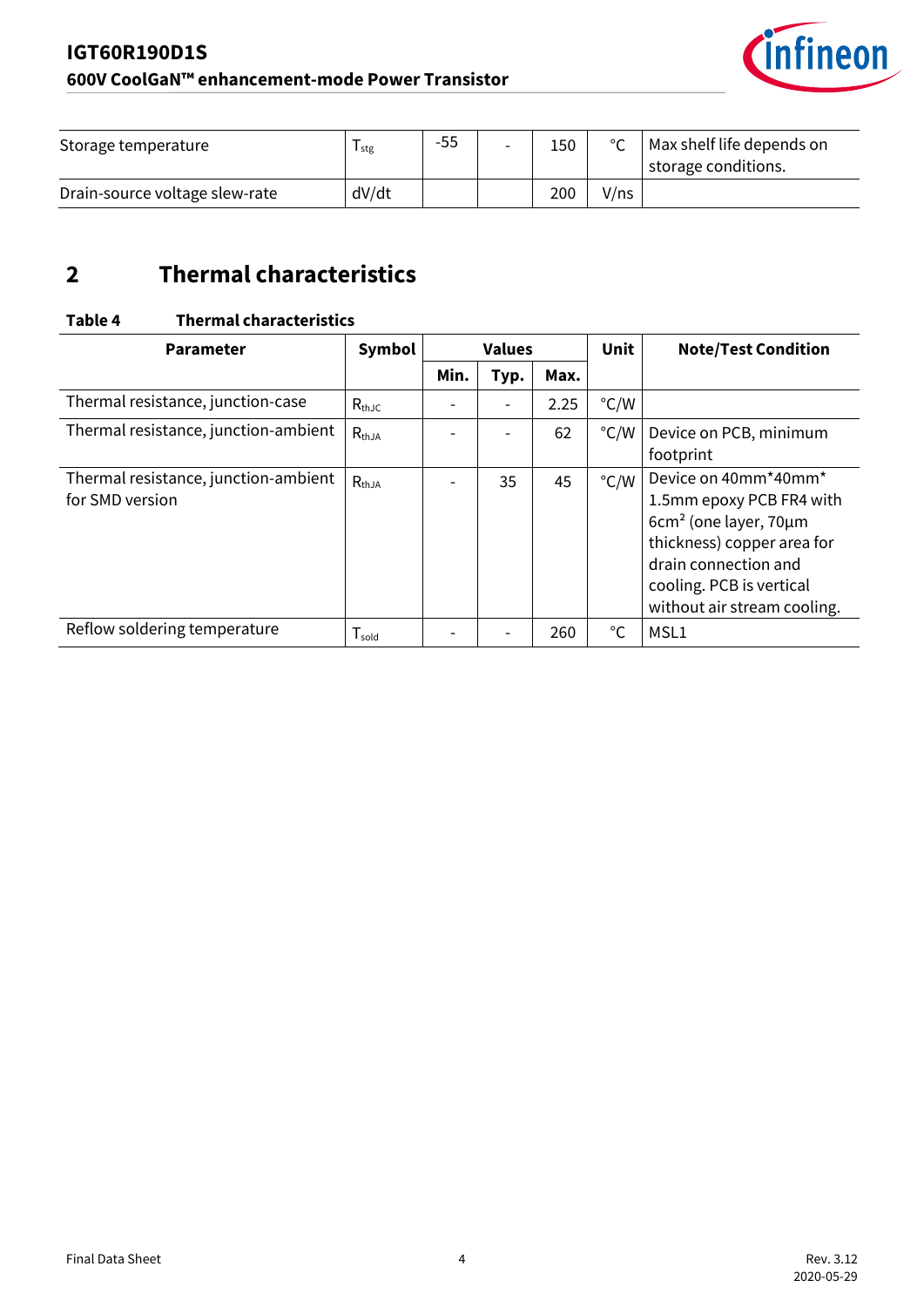| Storage temperature | $T_{stg}$ | -55 | - | 150 | °C | Max shelf life depends on storage conditions. |
|---|---|---|---|---|---|---|
| Drain-source voltage slew-rate | dV/dt | | | 200 | V/ns | |

## 2 Thermal characteristics

**Table 4 Thermal characteristics**

| Parameter | Symbol | Values | | | Unit | Note/Test Condition |
|---|---|---|---|---|---|---|
| | | Min. | Typ. | Max. | | |
| Thermal resistance, junction-case | $R_{thJC}$ | - | - | 2.25 | °C/W | |
| Thermal resistance, junction-ambient | $R_{thJA}$ | - | - | 62 | °C/W | Device on PCB, minimum footprint |
| Thermal resistance, junction-ambient for SMD version | $R_{thJA}$ | - | 35 | 45 | °C/W | Device on 40mm*40mm* 1.5mm epoxy PCB FR4 with 6cm$^2$ (one layer, 70µm thickness) copper area for drain connection and cooling. PCB is vertical without air stream cooling. |
| Reflow soldering temperature | $T_{sold}$ | - | - | 260 | °C | MSL1 |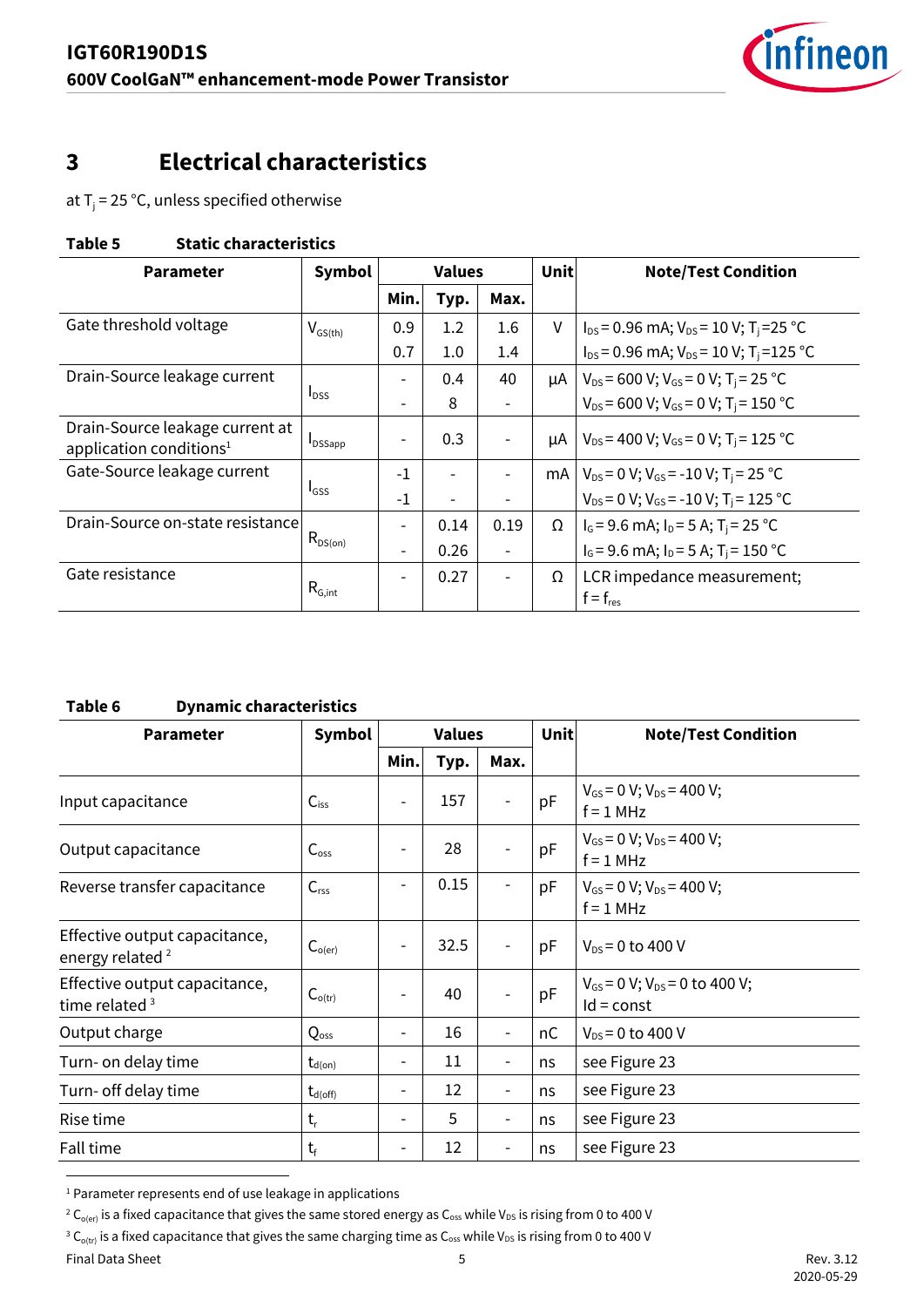# 3 Electrical characteristics

at $T_j$ = 25 °C, unless specified otherwise

**Table 5 Static characteristics**

| Parameter | Symbol | Values | | | Unit | Note/Test Condition |
|---|---|---|---|---|---|---|
| | | Min. | Typ. | Max. | | |
| Gate threshold voltage | $V_{GS(th)}$ | 0.9 | 1.2 | 1.6 | V | $I_{DS}$ = 0.96 mA; $V_{DS}$ = 10 V; $T_j$ = 25 °C |
| | | 0.7 | 1.0 | 1.4 | | $I_{DS}$ = 0.96 mA; $V_{DS}$ = 10 V; $T_j$ = 125 °C |
| Drain-Source leakage current | $I_{DSS}$ | - | 0.4 | 40 | µA | $V_{DS}$ = 600 V; $V_{GS}$ = 0 V; $T_j$ = 25 °C |
| | | - | 8 | - | | $V_{DS}$ = 600 V; $V_{GS}$ = 0 V; $T_j$ = 150 °C |
| Drain-Source leakage current at application conditions[1] | $I_{DSSapp}$ | - | 0.3 | - | µA | $V_{DS}$ = 400 V; $V_{GS}$ = 0 V; $T_j$ = 125 °C |
| Gate-Source leakage current | $I_{GSS}$ | -1 | - | - | mA | $V_{DS}$ = 0 V; $V_{GS}$ = -10 V; $T_j$ = 25 °C |
| | | -1 | - | - | | $V_{DS}$ = 0 V; $V_{GS}$ = -10 V; $T_j$ = 125 °C |
| Drain-Source on-state resistance | $R_{DS(on)}$ | - | 0.14 | 0.19 | Ω | $I_G$ = 9.6 mA; $I_D$ = 5 A; $T_j$ = 25 °C |
| | | - | 0.26 | - | | $I_G$ = 9.6 mA; $I_D$ = 5 A; $T_j$ = 150 °C |
| Gate resistance | $R_{G,int}$ | - | 0.27 | - | Ω | LCR impedance measurement; $f = f_{res}$ |

**Table 6 Dynamic characteristics**

| Parameter | Symbol | Values | | | Unit | Note/Test Condition |
|---|---|---|---|---|---|---|
| | | Min. | Typ. | Max. | | |
| Input capacitance | $C_{iss}$ | - | 157 | - | pF | $V_{GS}$ = 0 V; $V_{DS}$ = 400 V; f = 1 MHz |
| Output capacitance | $C_{oss}$ | - | 28 | - | pF | $V_{GS}$ = 0 V; $V_{DS}$ = 400 V; f = 1 MHz |
| Reverse transfer capacitance | $C_{rss}$ | - | 0.15 | - | pF | $V_{GS}$ = 0 V; $V_{DS}$ = 400 V; f = 1 MHz |
| Effective output capacitance, energy related[2] | $C_{o(er)}$ | - | 32.5 | - | pF | $V_{DS}$ = 0 to 400 V |
| Effective output capacitance, time related[3] | $C_{o(tr)}$ | - | 40 | - | pF | $V_{GS}$ = 0 V; $V_{DS}$ = 0 to 400 V; Id = const |
| Output charge | $Q_{oss}$ | - | 16 | - | nC | $V_{DS}$ = 0 to 400 V |
| Turn- on delay time | $t_{d(on)}$ | - | 11 | - | ns | see Figure 23 |
| Turn- off delay time | $t_{d(off)}$ | - | 12 | - | ns | see Figure 23 |
| Rise time | $t_r$ | - | 5 | - | ns | see Figure 23 |
| Fall time | $t_f$ | - | 12 | - | ns | see Figure 23 |

[1] Parameter represents end of use leakage in applications

[2] $C_{o(er)}$ is a fixed capacitance that gives the same stored energy as $C_{oss}$ while $V_{DS}$ is rising from 0 to 400 V

[3] $C_{o(tr)}$ is a fixed capacitance that gives the same charging time as $C_{oss}$ while $V_{DS}$ is rising from 0 to 400 V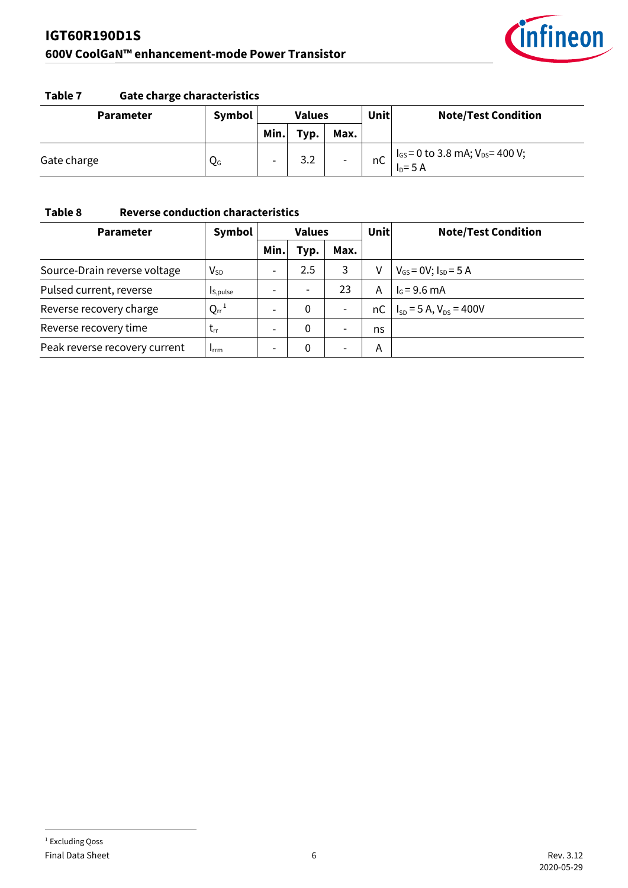**Table 7 Gate charge characteristics**

| Parameter | Symbol | Values | | | Unit | Note/Test Condition |
|---|---|---|---|---|---|---|
| | | Min. | Typ. | Max. | | |
| Gate charge | $Q_G$ | - | 3.2 | - | nC | $I_{GS}$ = 0 to 3.8 mA; $V_{DS}$ = 400 V; $I_D$ = 5 A |

**Table 8 Reverse conduction characteristics**

| Parameter | Symbol | Values | | | Unit | Note/Test Condition |
|---|---|---|---|---|---|---|
| | | Min. | Typ. | Max. | | |
| Source-Drain reverse voltage | $V_{SD}$ | - | 2.5 | 3 | V | $V_{GS}$ = 0V; $I_{SD}$ = 5 A |
| Pulsed current, reverse | $I_{S,pulse}$ | - | - | 23 | A | $I_G$ = 9.6 mA |
| Reverse recovery charge | $Q_{rr}$[1] | - | 0 | - | nC | $I_{SD}$ = 5 A, $V_{DS}$ = 400V |
| Reverse recovery time | $t_{rr}$ | - | 0 | - | ns | |
| Peak reverse recovery current | $I_{rrm}$ | - | 0 | - | A | |

[1] Excluding Qoss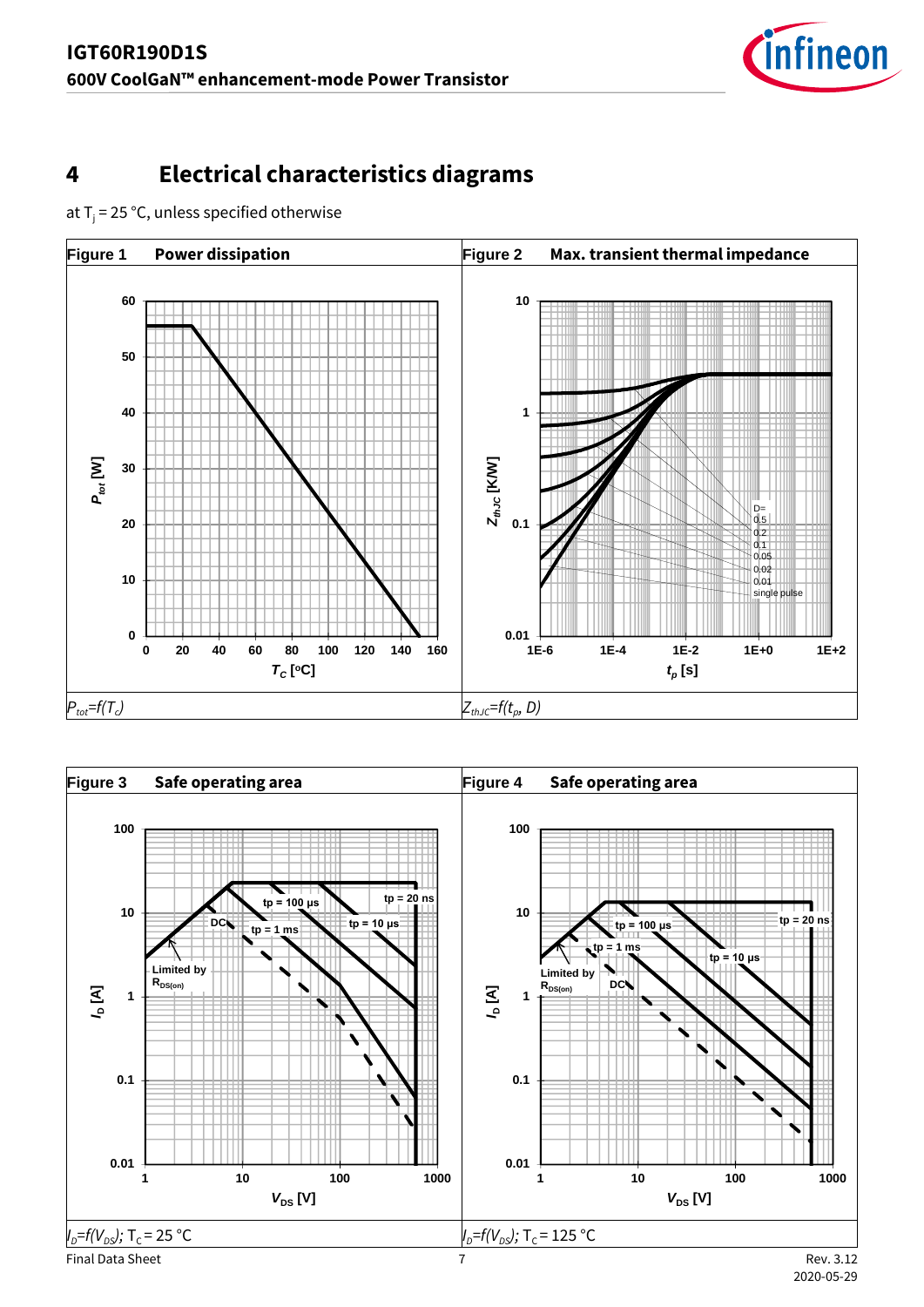# 4 Electrical characteristics diagrams

at $T_j$ = 25 °C, unless specified otherwise

| Figure 1 Power dissipation | Figure 2 Max. transient thermal impedance |
|---|---|
| $P_{tot}=f(T_C)$ | $Z_{thJC}=f(t_p, D)$ |

| Figure 3 Safe operating area | Figure 4 Safe operating area |
|---|---|
| $I_D=f(V_{DS})$; $T_C$ = 25 °C | $I_D=f(V_{DS})$; $T_C$ = 125 °C |

Final Data Sheet

Rev. 3.12
2020-05-29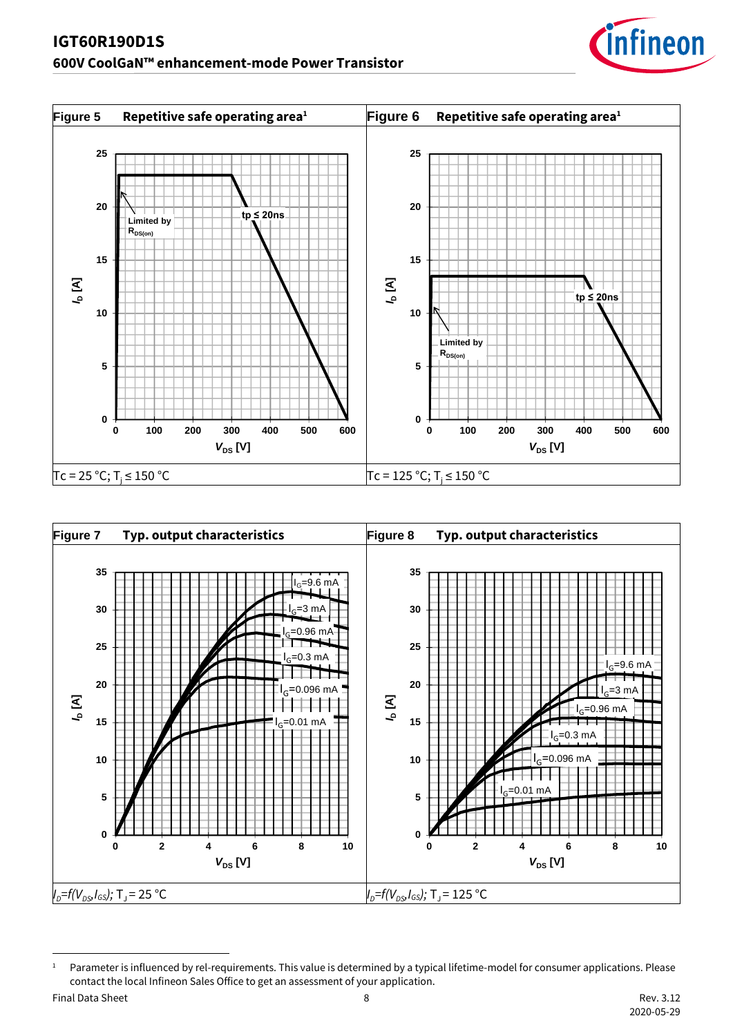| Figure 5 Repetitive safe operating area[1] | Figure 6 Repetitive safe operating area[1] |
|---|---|
| Tc = 25 °C; $T_j$ ≤ 150 °C | Tc = 125 °C; $T_j$ ≤ 150 °C |

| Figure 7 Typ. output characteristics | Figure 8 Typ. output characteristics |
|---|---|
| $I_D=f(V_{DS},I_{GS})$; $T_J$ = 25 °C | $I_D=f(V_{DS},I_{GS})$; $T_J$ = 125 °C |

[1] Parameter is influenced by rel-requirements. This value is determined by a typical lifetime-model for consumer applications. Please contact the local Infineon Sales Office to get an assessment of your application.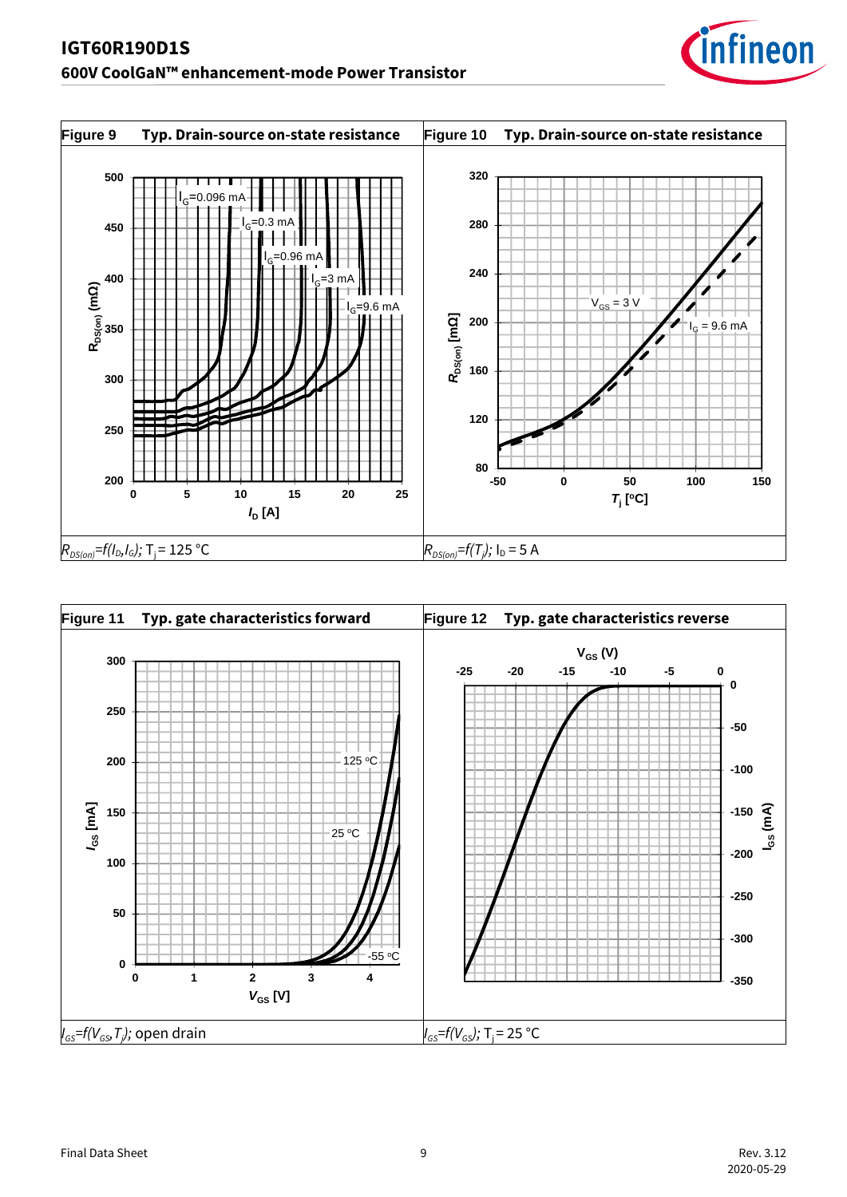**Figure 9 Typ. Drain-source on-state resistance**

$R_{DS(on)}=f(I_D, I_G)$; $T_j = 125$ °C

**Figure 10 Typ. Drain-source on-state resistance**

$R_{DS(on)}=f(T_j)$; $I_D = 5$ A

**Figure 11 Typ. gate characteristics forward**

$I_{GS}=f(V_{GS}, T_j)$; open drain

**Figure 12 Typ. gate characteristics reverse**

$I_{GS}=f(V_{GS})$; $T_j = 25$ °C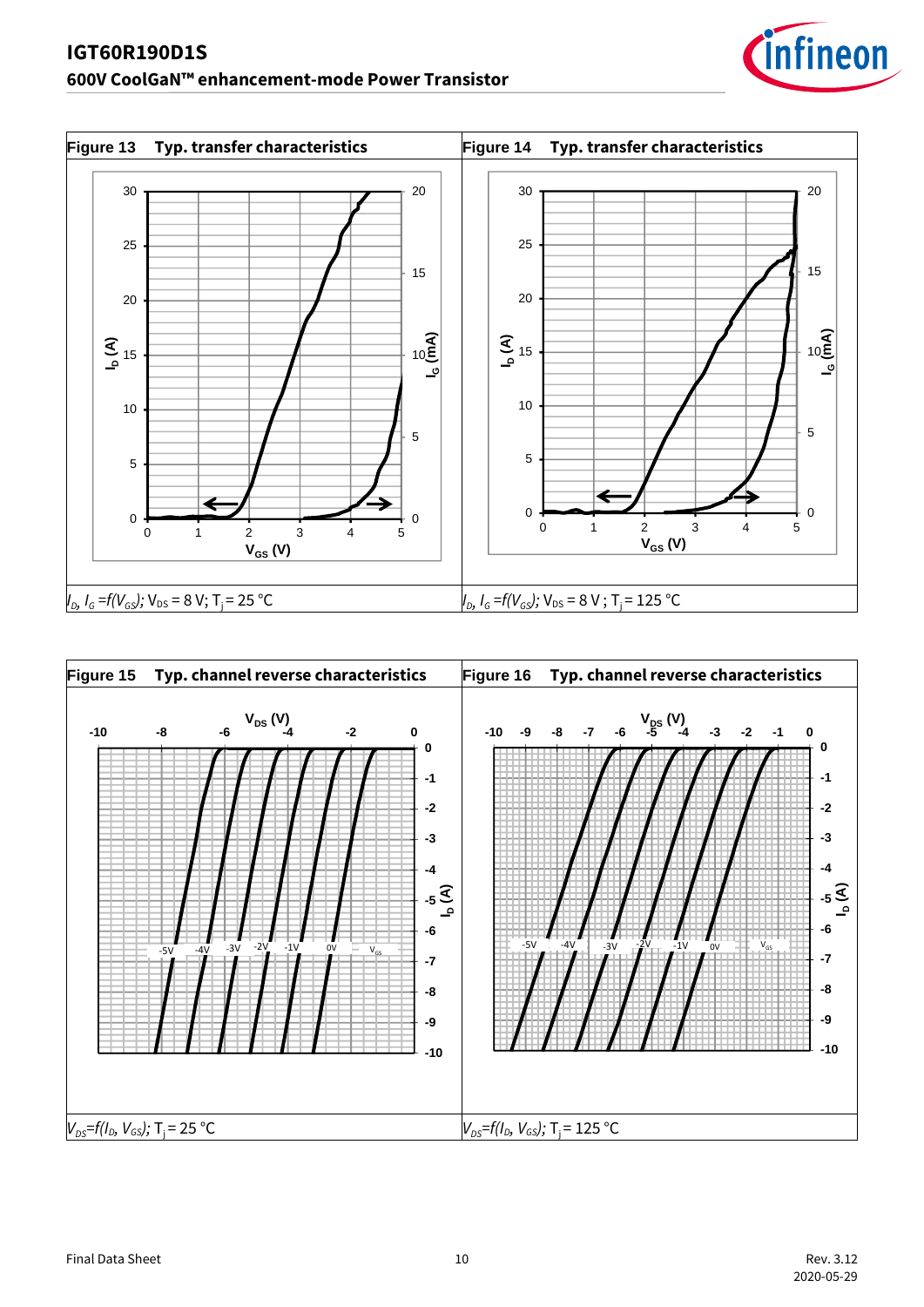**Figure 13 Typ. transfer characteristics**

$I_D$, $I_G = f(V_{GS})$; $V_{DS}$ = 8 V; $T_j$ = 25 °C

**Figure 14 Typ. transfer characteristics**

$I_D$, $I_G = f(V_{GS})$; $V_{DS}$ = 8 V ; $T_j$ = 125 °C

**Figure 15 Typ. channel reverse characteristics**

$V_{DS} = f(I_D, V_{GS})$; $T_j$ = 25 °C

**Figure 16 Typ. channel reverse characteristics**

$V_{DS} = f(I_D, V_{GS})$; $T_j$ = 125 °C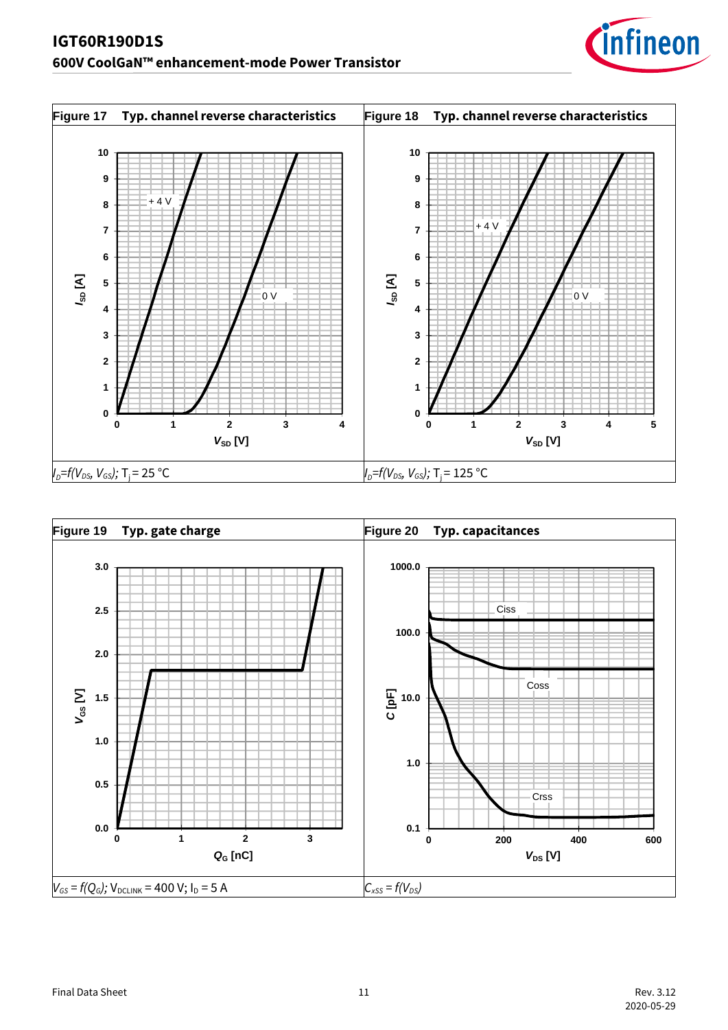**Figure 17 Typ. channel reverse characteristics**

$I_D=f(V_{DS}, V_{GS})$; $T_j = 25\,°C$

**Figure 18 Typ. channel reverse characteristics**

$I_D=f(V_{DS}, V_{GS})$; $T_j = 125\,°C$

**Figure 19 Typ. gate charge**

$V_{GS} = f(Q_G)$; $V_{DCLINK} = 400$ V; $I_D = 5$ A

**Figure 20 Typ. capacitances**

$C_{xSS} = f(V_{DS})$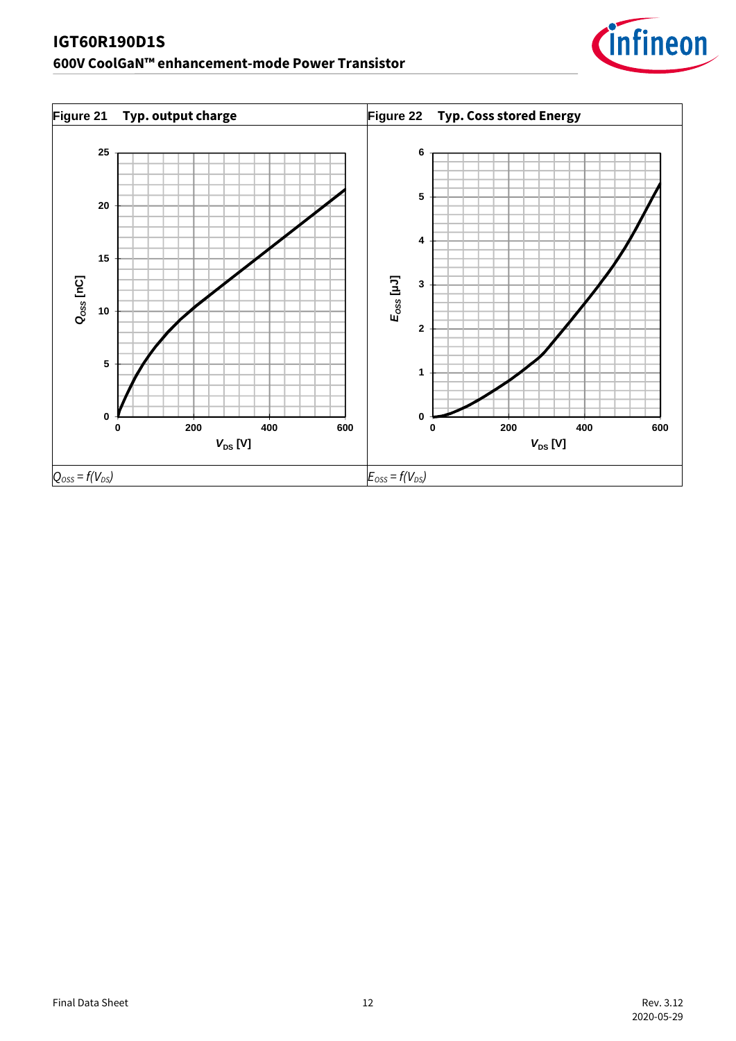| Figure 21 Typ. output charge | Figure 22 Typ. Coss stored Energy |
|---|---|
| | |
| $Q_{OSS} = f(V_{DS})$ | $E_{OSS} = f(V_{DS})$ |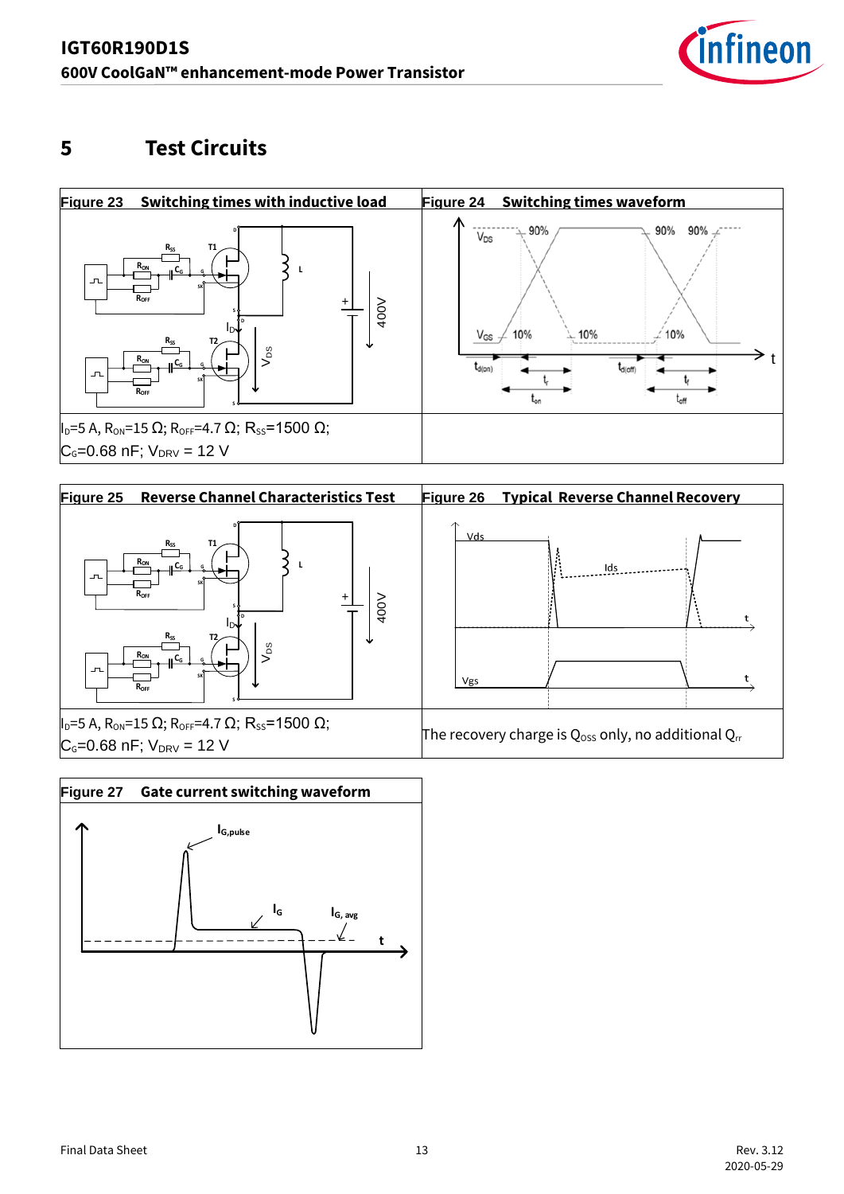# 5 Test Circuits

**Figure 23 Switching times with inductive load**

$I_D$=5 A, $R_{ON}$=15 Ω; $R_{OFF}$=4.7 Ω; $R_{SS}$=1500 Ω;
$C_G$=0.68 nF; $V_{DRV}$ = 12 V

**Figure 24 Switching times waveform**

**Figure 25 Reverse Channel Characteristics Test**

$I_D$=5 A, $R_{ON}$=15 Ω; $R_{OFF}$=4.7 Ω; $R_{SS}$=1500 Ω;
$C_G$=0.68 nF; $V_{DRV}$ = 12 V

**Figure 26 Typical Reverse Channel Recovery**

The recovery charge is $Q_{OSS}$ only, no additional $Q_{rr}$

**Figure 27 Gate current switching waveform**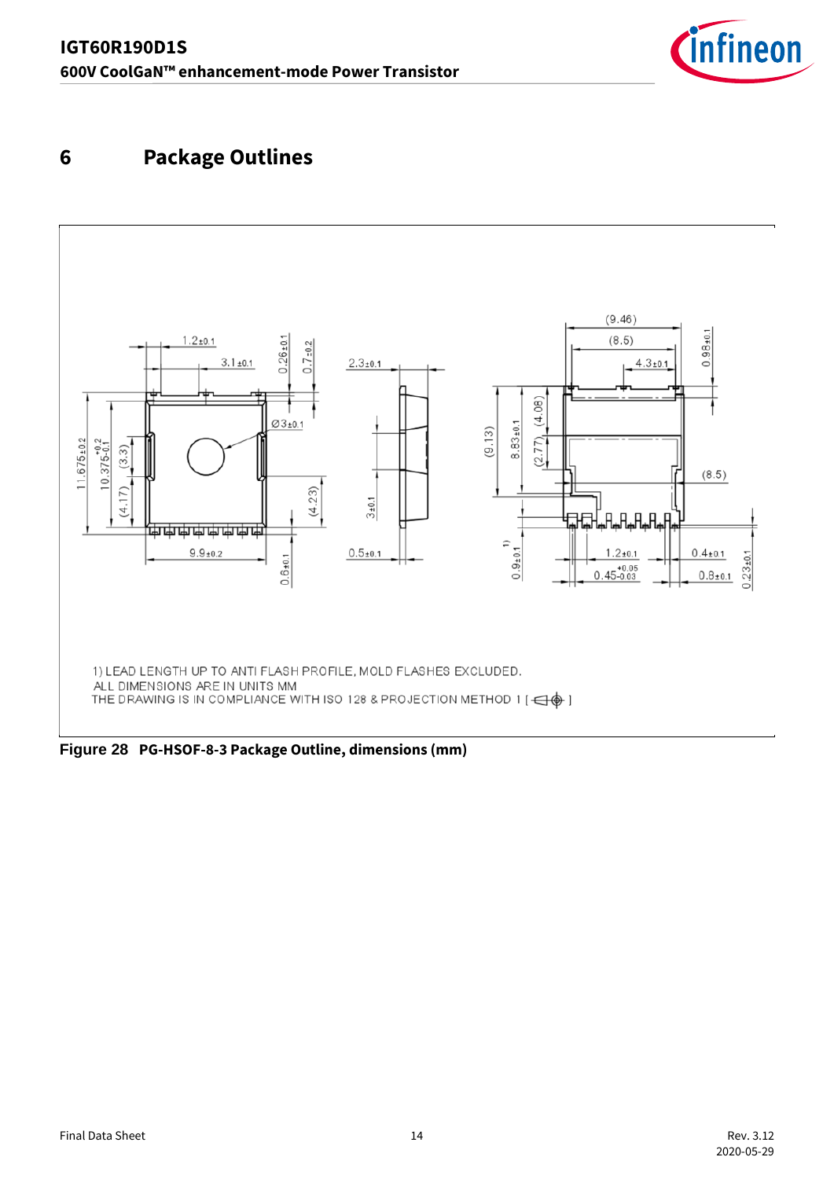# 6 Package Outlines

1) LEAD LENGTH UP TO ANTI FLASH PROFILE, MOLD FLASHES EXCLUDED.
ALL DIMENSIONS ARE IN UNITS MM
THE DRAWING IS IN COMPLIANCE WITH ISO 128 & PROJECTION METHOD 1 [ ]

**Figure 28 PG-HSOF-8-3 Package Outline, dimensions (mm)**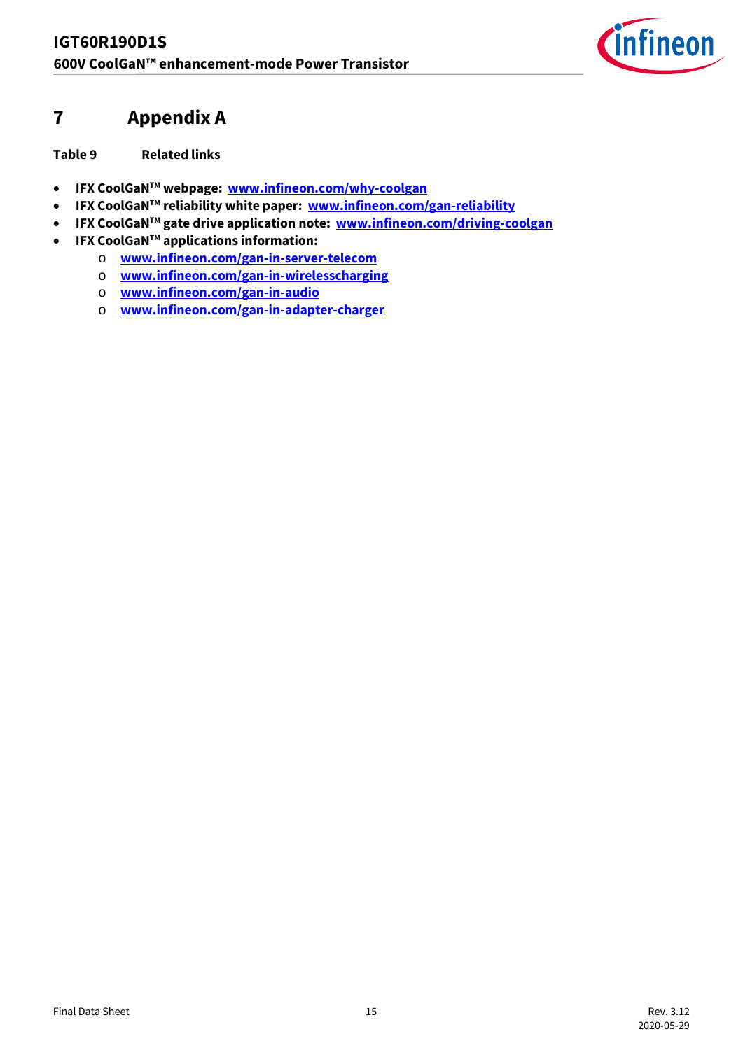# 7 Appendix A

**Table 9 Related links**

- **IFX CoolGaN™ webpage: www.infineon.com/why-coolgan**
- **IFX CoolGaN™ reliability white paper: www.infineon.com/gan-reliability**
- **IFX CoolGaN™ gate drive application note: www.infineon.com/driving-coolgan**
- **IFX CoolGaN™ applications information:**
    - **www.infineon.com/gan-in-server-telecom**
    - **www.infineon.com/gan-in-wirelesscharging**
    - **www.infineon.com/gan-in-audio**
    - **www.infineon.com/gan-in-adapter-charger**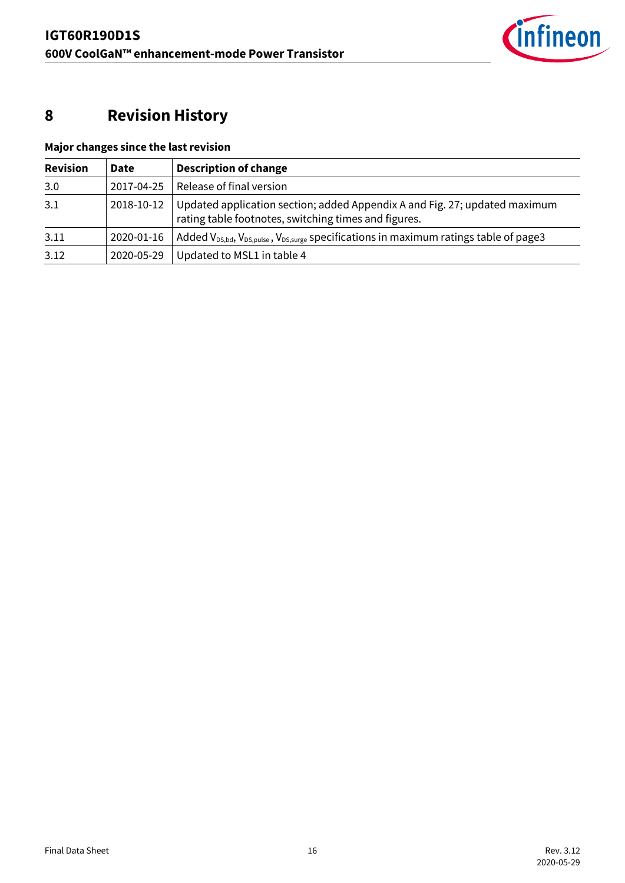# 8 Revision History

**Major changes since the last revision**

| Revision | Date | Description of change |
|---|---|---|
| 3.0 | 2017-04-25 | Release of final version |
| 3.1 | 2018-10-12 | Updated application section; added Appendix A and Fig. 27; updated maximum rating table footnotes, switching times and figures. |
| 3.11 | 2020-01-16 | Added $V_{DS,bd}$, $V_{DS,pulse}$ , $V_{DS,surge}$ specifications in maximum ratings table of page3 |
| 3.12 | 2020-05-29 | Updated to MSL1 in table 4 |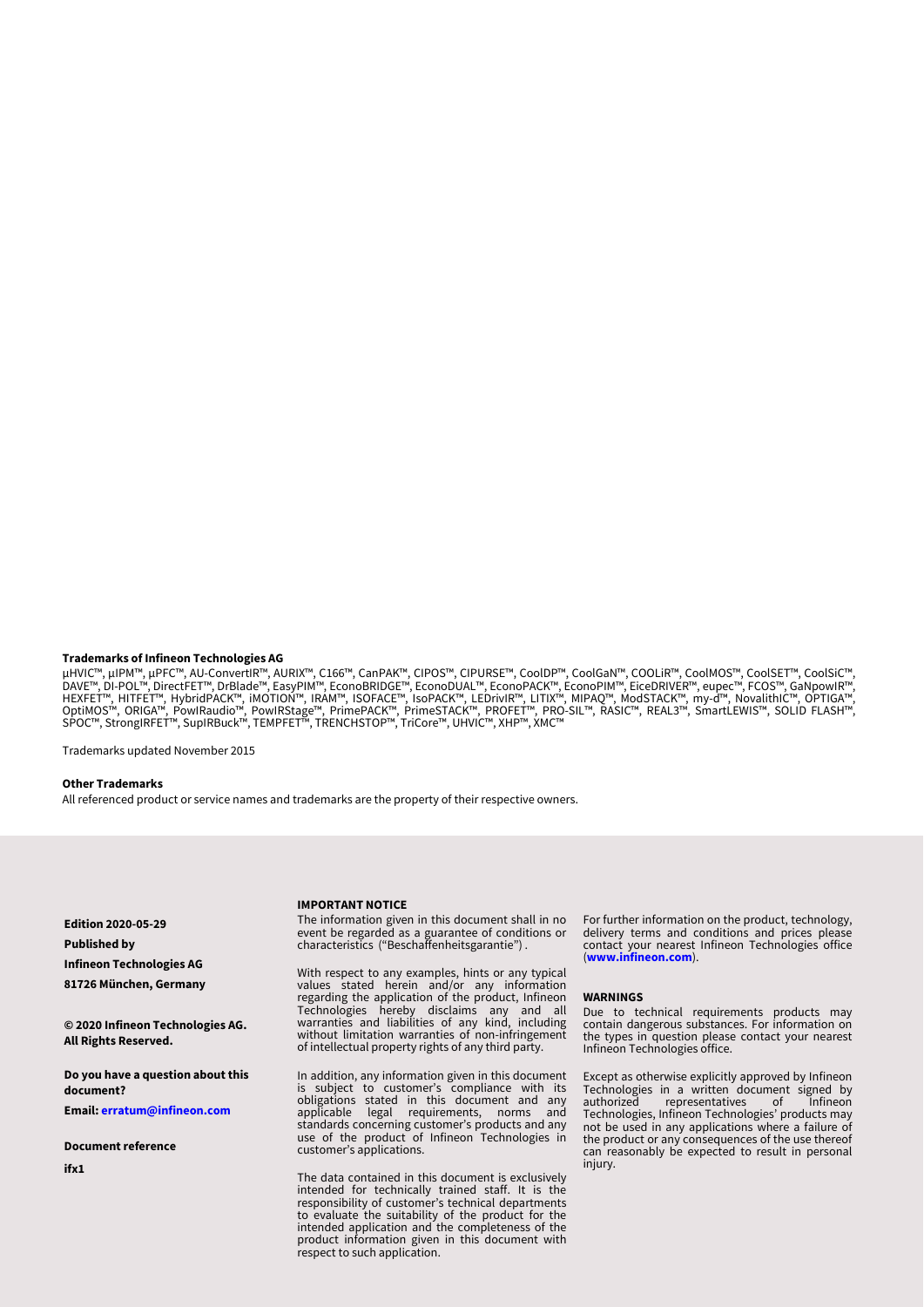**Trademarks of Infineon Technologies AG**

µHVIC™, µIPM™, µPFC™, AU-ConvertIR™, AURIX™, C166™, CanPAK™, CIPOS™, CIPURSE™, CoolDP™, CoolGaN™, COOLiR™, CoolMOS™, CoolSET™, CoolSiC™, DAVE™, DI-POL™, DirectFET™, DrBlade™, EasyPIM™, EconoBRIDGE™, EconoDUAL™, EconoPACK™, EconoPIM™, EiceDRIVER™, eupec™, FCOS™, GaNpowIR™, HEXFET™, HITFET™, HybridPACK™, iMOTION™, IRAM™, ISOFACE™, IsoPACK™, LEDrivIR™, LITIX™, MIPAQ™, ModSTACK™, my-d™, NovalithIC™, OPTIGA™, OptiMOS™, ORIGA™, PowIRaudio™, PowIRStage™, PrimePACK™, PrimeSTACK™, PROFET™, PRO-SIL™, RASIC™, REAL3™, SmartLEWIS™, SOLID FLASH™, SPOC™, StrongIRFET™, SupIRBuck™, TEMPFET™, TRENCHSTOP™, TriCore™, UHVIC™, XHP™, XMC™

Trademarks updated November 2015

**Other Trademarks**

All referenced product or service names and trademarks are the property of their respective owners.

**Edition 2020-05-29**

**Published by**

**Infineon Technologies AG**

**81726 München, Germany**

**© 2020 Infineon Technologies AG. All Rights Reserved.**

**Do you have a question about this document?**

**Email: erratum@infineon.com**

**Document reference**

**ifx1**

**IMPORTANT NOTICE**

The information given in this document shall in no event be regarded as a guarantee of conditions or characteristics ("Beschaffenheitsgarantie") .

With respect to any examples, hints or any typical values stated herein and/or any information regarding the application of the product, Infineon Technologies hereby disclaims any and all warranties and liabilities of any kind, including without limitation warranties of non-infringement of intellectual property rights of any third party.

In addition, any information given in this document is subject to customer's compliance with its obligations stated in this document and any applicable legal requirements, norms and standards concerning customer's products and any use of the product of Infineon Technologies in customer's applications.

The data contained in this document is exclusively intended for technically trained staff. It is the responsibility of customer's technical departments to evaluate the suitability of the product for the intended application and the completeness of the product information given in this document with respect to such application.

For further information on the product, technology, delivery terms and conditions and prices please contact your nearest Infineon Technologies office (**www.infineon.com**).

**WARNINGS**

Due to technical requirements products may contain dangerous substances. For information on the types in question please contact your nearest Infineon Technologies office.

Except as otherwise explicitly approved by Infineon Technologies in a written document signed by authorized representatives of Infineon Technologies, Infineon Technologies' products may not be used in any applications where a failure of the product or any consequences of the use thereof can reasonably be expected to result in personal injury.